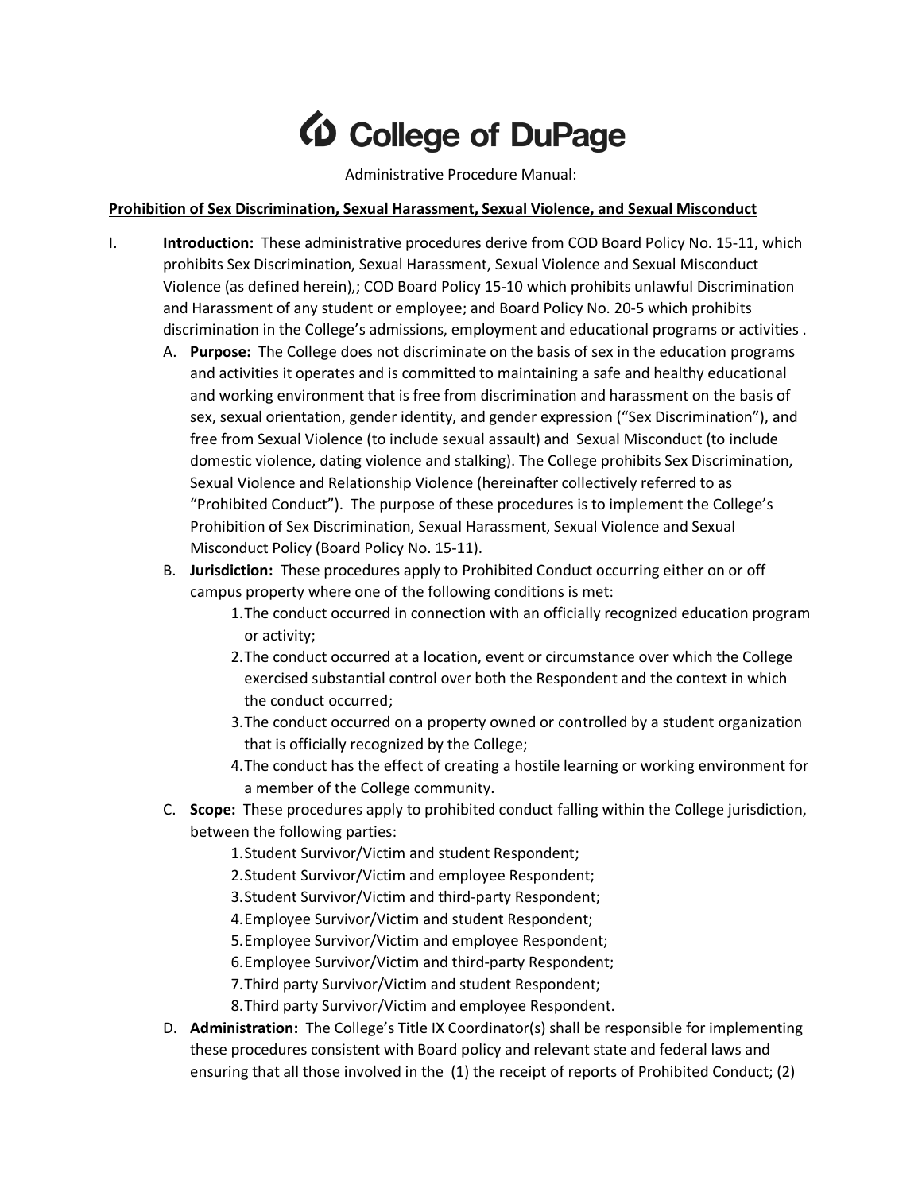# College of DuPage

Administrative Procedure Manual:

**Prohibition of Sex Discrimination, Sexual Harassment, Sexual Violence, and Sexual Misconduct**

I. **Introduction:** These administrative procedures derive from COD Board Policy No. 15-11, which prohibits Sex Discrimination, Sexual Harassment, Sexual Violence and Sexual Misconduct Violence (as defined herein),; COD Board Policy 15-10 which prohibits unlawful Discrimination and Harassment of any student or employee; and Board Policy No. 20-5 which prohibits discrimination in the College's admissions, employment and educational programs or activities .

A. **Purpose:** The College does not discriminate on the basis of sex in the education programs and activities it operates and is committed to maintaining a safe and healthy educational and working environment that is free from discrimination and harassment on the basis of sex, sexual orientation, gender identity, and gender expression ("Sex Discrimination"), and free from Sexual Violence (to include sexual assault) and Sexual Misconduct (to include domestic violence, dating violence and stalking). The College prohibits Sex Discrimination, Sexual Violence and Relationship Violence (hereinafter collectively referred to as "Prohibited Conduct"). The purpose of these procedures is to implement the College's Prohibition of Sex Discrimination, Sexual Harassment, Sexual Violence and Sexual Misconduct Policy (Board Policy No. 15-11).

B. **Jurisdiction:** These procedures apply to Prohibited Conduct occurring either on or off campus property where one of the following conditions is met:

1. The conduct occurred in connection with an officially recognized education program or activity;
2. The conduct occurred at a location, event or circumstance over which the College exercised substantial control over both the Respondent and the context in which the conduct occurred;
3. The conduct occurred on a property owned or controlled by a student organization that is officially recognized by the College;
4. The conduct has the effect of creating a hostile learning or working environment for a member of the College community.

C. **Scope:** These procedures apply to prohibited conduct falling within the College jurisdiction, between the following parties:

1. Student Survivor/Victim and student Respondent;
2. Student Survivor/Victim and employee Respondent;
3. Student Survivor/Victim and third-party Respondent;
4. Employee Survivor/Victim and student Respondent;
5. Employee Survivor/Victim and employee Respondent;
6. Employee Survivor/Victim and third-party Respondent;
7. Third party Survivor/Victim and student Respondent;
8. Third party Survivor/Victim and employee Respondent.

D. **Administration:** The College's Title IX Coordinator(s) shall be responsible for implementing these procedures consistent with Board policy and relevant state and federal laws and ensuring that all those involved in the (1) the receipt of reports of Prohibited Conduct; (2)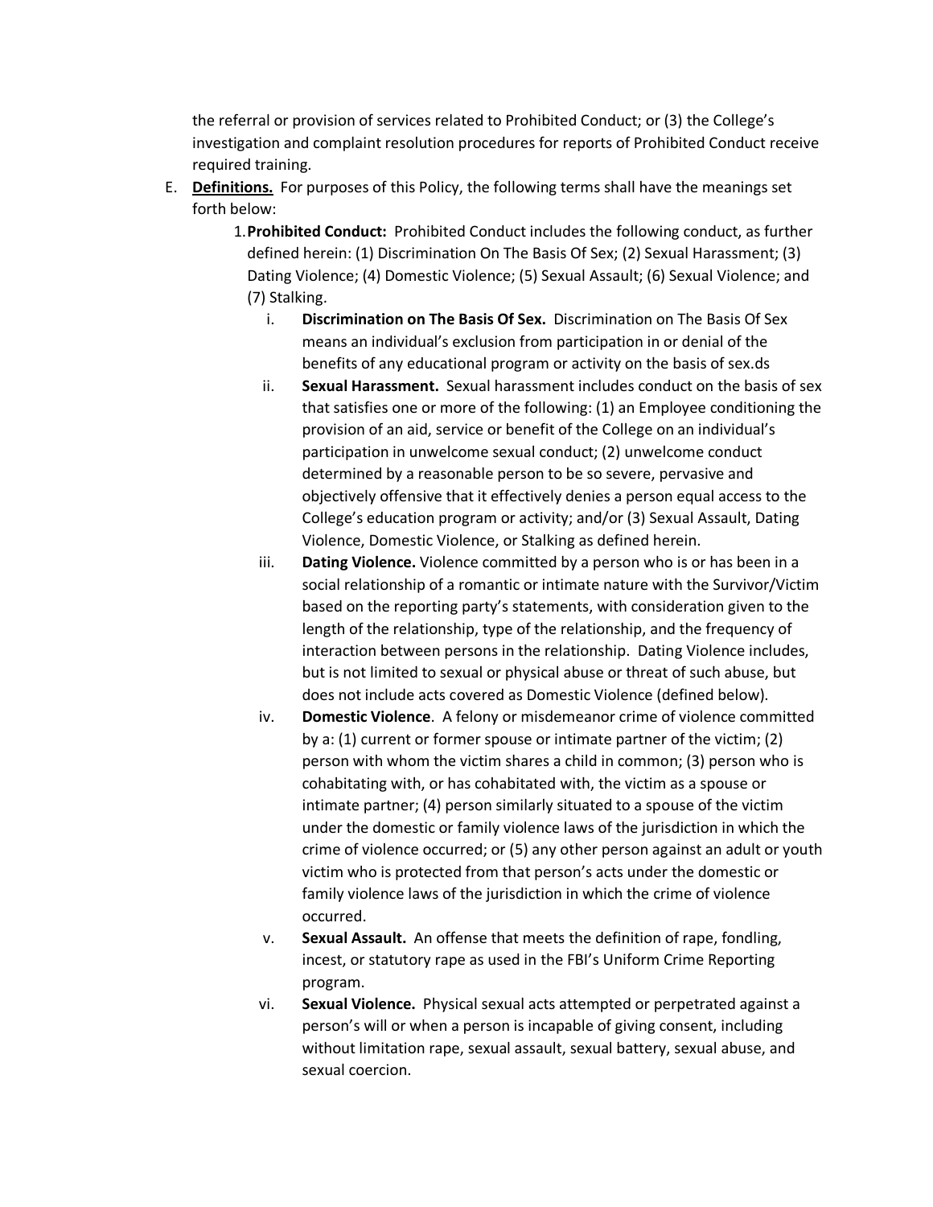the referral or provision of services related to Prohibited Conduct; or (3) the College's investigation and complaint resolution procedures for reports of Prohibited Conduct receive required training.

E. **Definitions.** For purposes of this Policy, the following terms shall have the meanings set forth below:

   1. **Prohibited Conduct:** Prohibited Conduct includes the following conduct, as further defined herein: (1) Discrimination On The Basis Of Sex; (2) Sexual Harassment; (3) Dating Violence; (4) Domestic Violence; (5) Sexual Assault; (6) Sexual Violence; and (7) Stalking.

      i. **Discrimination on The Basis Of Sex.** Discrimination on The Basis Of Sex means an individual's exclusion from participation in or denial of the benefits of any educational program or activity on the basis of sex.ds

      ii. **Sexual Harassment.** Sexual harassment includes conduct on the basis of sex that satisfies one or more of the following: (1) an Employee conditioning the provision of an aid, service or benefit of the College on an individual's participation in unwelcome sexual conduct; (2) unwelcome conduct determined by a reasonable person to be so severe, pervasive and objectively offensive that it effectively denies a person equal access to the College's education program or activity; and/or (3) Sexual Assault, Dating Violence, Domestic Violence, or Stalking as defined herein.

      iii. **Dating Violence.** Violence committed by a person who is or has been in a social relationship of a romantic or intimate nature with the Survivor/Victim based on the reporting party's statements, with consideration given to the length of the relationship, type of the relationship, and the frequency of interaction between persons in the relationship. Dating Violence includes, but is not limited to sexual or physical abuse or threat of such abuse, but does not include acts covered as Domestic Violence (defined below).

      iv. **Domestic Violence**. A felony or misdemeanor crime of violence committed by a: (1) current or former spouse or intimate partner of the victim; (2) person with whom the victim shares a child in common; (3) person who is cohabitating with, or has cohabitated with, the victim as a spouse or intimate partner; (4) person similarly situated to a spouse of the victim under the domestic or family violence laws of the jurisdiction in which the crime of violence occurred; or (5) any other person against an adult or youth victim who is protected from that person's acts under the domestic or family violence laws of the jurisdiction in which the crime of violence occurred.

      v. **Sexual Assault.** An offense that meets the definition of rape, fondling, incest, or statutory rape as used in the FBI's Uniform Crime Reporting program.

      vi. **Sexual Violence.** Physical sexual acts attempted or perpetrated against a person's will or when a person is incapable of giving consent, including without limitation rape, sexual assault, sexual battery, sexual abuse, and sexual coercion.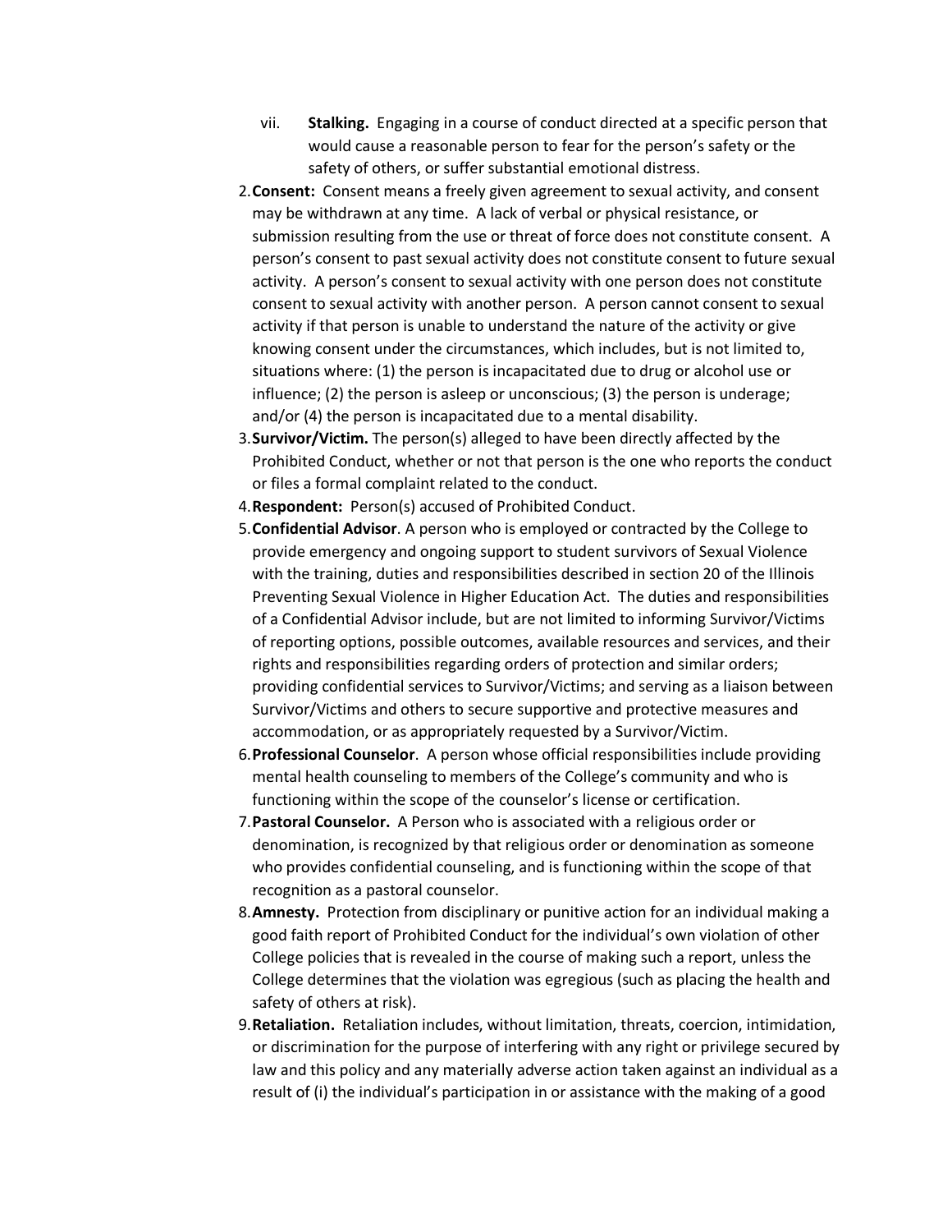vii. **Stalking.** Engaging in a course of conduct directed at a specific person that would cause a reasonable person to fear for the person's safety or the safety of others, or suffer substantial emotional distress.

2. **Consent:** Consent means a freely given agreement to sexual activity, and consent may be withdrawn at any time. A lack of verbal or physical resistance, or submission resulting from the use or threat of force does not constitute consent. A person's consent to past sexual activity does not constitute consent to future sexual activity. A person's consent to sexual activity with one person does not constitute consent to sexual activity with another person. A person cannot consent to sexual activity if that person is unable to understand the nature of the activity or give knowing consent under the circumstances, which includes, but is not limited to, situations where: (1) the person is incapacitated due to drug or alcohol use or influence; (2) the person is asleep or unconscious; (3) the person is underage; and/or (4) the person is incapacitated due to a mental disability.
3. **Survivor/Victim.** The person(s) alleged to have been directly affected by the Prohibited Conduct, whether or not that person is the one who reports the conduct or files a formal complaint related to the conduct.
4. **Respondent:** Person(s) accused of Prohibited Conduct.
5. **Confidential Advisor**. A person who is employed or contracted by the College to provide emergency and ongoing support to student survivors of Sexual Violence with the training, duties and responsibilities described in section 20 of the Illinois Preventing Sexual Violence in Higher Education Act. The duties and responsibilities of a Confidential Advisor include, but are not limited to informing Survivor/Victims of reporting options, possible outcomes, available resources and services, and their rights and responsibilities regarding orders of protection and similar orders; providing confidential services to Survivor/Victims; and serving as a liaison between Survivor/Victims and others to secure supportive and protective measures and accommodation, or as appropriately requested by a Survivor/Victim.
6. **Professional Counselor**. A person whose official responsibilities include providing mental health counseling to members of the College's community and who is functioning within the scope of the counselor's license or certification.
7. **Pastoral Counselor.** A Person who is associated with a religious order or denomination, is recognized by that religious order or denomination as someone who provides confidential counseling, and is functioning within the scope of that recognition as a pastoral counselor.
8. **Amnesty.** Protection from disciplinary or punitive action for an individual making a good faith report of Prohibited Conduct for the individual's own violation of other College policies that is revealed in the course of making such a report, unless the College determines that the violation was egregious (such as placing the health and safety of others at risk).
9. **Retaliation.** Retaliation includes, without limitation, threats, coercion, intimidation, or discrimination for the purpose of interfering with any right or privilege secured by law and this policy and any materially adverse action taken against an individual as a result of (i) the individual's participation in or assistance with the making of a good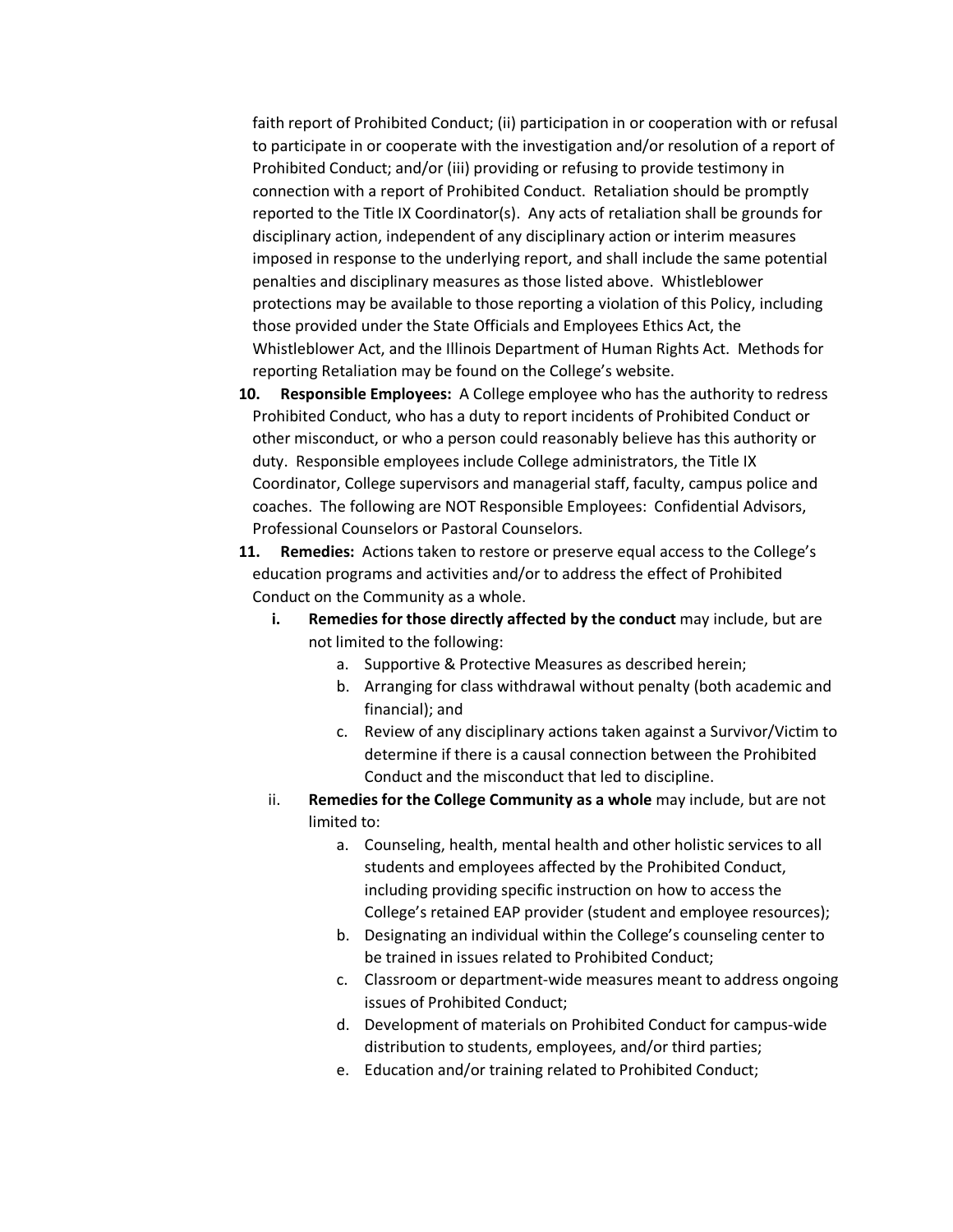faith report of Prohibited Conduct; (ii) participation in or cooperation with or refusal to participate in or cooperate with the investigation and/or resolution of a report of Prohibited Conduct; and/or (iii) providing or refusing to provide testimony in connection with a report of Prohibited Conduct. Retaliation should be promptly reported to the Title IX Coordinator(s). Any acts of retaliation shall be grounds for disciplinary action, independent of any disciplinary action or interim measures imposed in response to the underlying report, and shall include the same potential penalties and disciplinary measures as those listed above. Whistleblower protections may be available to those reporting a violation of this Policy, including those provided under the State Officials and Employees Ethics Act, the Whistleblower Act, and the Illinois Department of Human Rights Act. Methods for reporting Retaliation may be found on the College's website.

10. **Responsible Employees:** A College employee who has the authority to redress Prohibited Conduct, who has a duty to report incidents of Prohibited Conduct or other misconduct, or who a person could reasonably believe has this authority or duty. Responsible employees include College administrators, the Title IX Coordinator, College supervisors and managerial staff, faculty, campus police and coaches. The following are NOT Responsible Employees: Confidential Advisors, Professional Counselors or Pastoral Counselors.

11. **Remedies:** Actions taken to restore or preserve equal access to the College's education programs and activities and/or to address the effect of Prohibited Conduct on the Community as a whole.

    **i. Remedies for those directly affected by the conduct** may include, but are not limited to the following:

    a. Supportive & Protective Measures as described herein;
    b. Arranging for class withdrawal without penalty (both academic and financial); and
    c. Review of any disciplinary actions taken against a Survivor/Victim to determine if there is a causal connection between the Prohibited Conduct and the misconduct that led to discipline.

    ii. **Remedies for the College Community as a whole** may include, but are not limited to:

    a. Counseling, health, mental health and other holistic services to all students and employees affected by the Prohibited Conduct, including providing specific instruction on how to access the College's retained EAP provider (student and employee resources);
    b. Designating an individual within the College's counseling center to be trained in issues related to Prohibited Conduct;
    c. Classroom or department-wide measures meant to address ongoing issues of Prohibited Conduct;
    d. Development of materials on Prohibited Conduct for campus-wide distribution to students, employees, and/or third parties;
    e. Education and/or training related to Prohibited Conduct;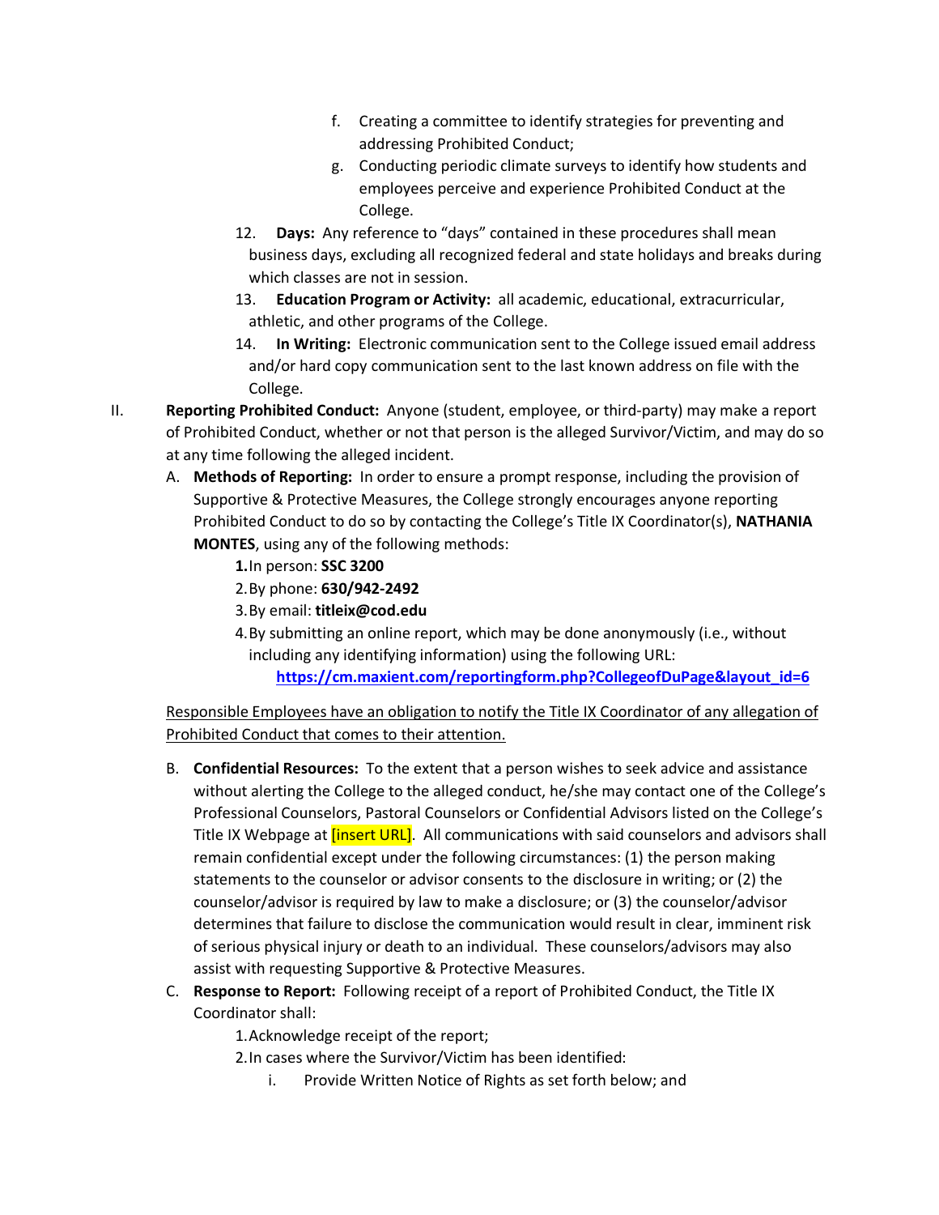f. Creating a committee to identify strategies for preventing and addressing Prohibited Conduct;

g. Conducting periodic climate surveys to identify how students and employees perceive and experience Prohibited Conduct at the College.

12. **Days:** Any reference to "days" contained in these procedures shall mean business days, excluding all recognized federal and state holidays and breaks during which classes are not in session.

13. **Education Program or Activity:** all academic, educational, extracurricular, athletic, and other programs of the College.

14. **In Writing:** Electronic communication sent to the College issued email address and/or hard copy communication sent to the last known address on file with the College.

II. **Reporting Prohibited Conduct:** Anyone (student, employee, or third-party) may make a report of Prohibited Conduct, whether or not that person is the alleged Survivor/Victim, and may do so at any time following the alleged incident.

A. **Methods of Reporting:** In order to ensure a prompt response, including the provision of Supportive & Protective Measures, the College strongly encourages anyone reporting Prohibited Conduct to do so by contacting the College's Title IX Coordinator(s), **NATHANIA MONTES**, using any of the following methods:

1. In person: **SSC 3200**
2. By phone: **630/942-2492**
3. By email: **titleix@cod.edu**
4. By submitting an online report, which may be done anonymously (i.e., without including any identifying information) using the following URL: **https://cm.maxient.com/reportingform.php?CollegeofDuPage&layout_id=6**

Responsible Employees have an obligation to notify the Title IX Coordinator of any allegation of Prohibited Conduct that comes to their attention.

B. **Confidential Resources:** To the extent that a person wishes to seek advice and assistance without alerting the College to the alleged conduct, he/she may contact one of the College's Professional Counselors, Pastoral Counselors or Confidential Advisors listed on the College's Title IX Webpage at [insert URL]. All communications with said counselors and advisors shall remain confidential except under the following circumstances: (1) the person making statements to the counselor or advisor consents to the disclosure in writing; or (2) the counselor/advisor is required by law to make a disclosure; or (3) the counselor/advisor determines that failure to disclose the communication would result in clear, imminent risk of serious physical injury or death to an individual. These counselors/advisors may also assist with requesting Supportive & Protective Measures.

C. **Response to Report:** Following receipt of a report of Prohibited Conduct, the Title IX Coordinator shall:

1. Acknowledge receipt of the report;
2. In cases where the Survivor/Victim has been identified:
   i. Provide Written Notice of Rights as set forth below; and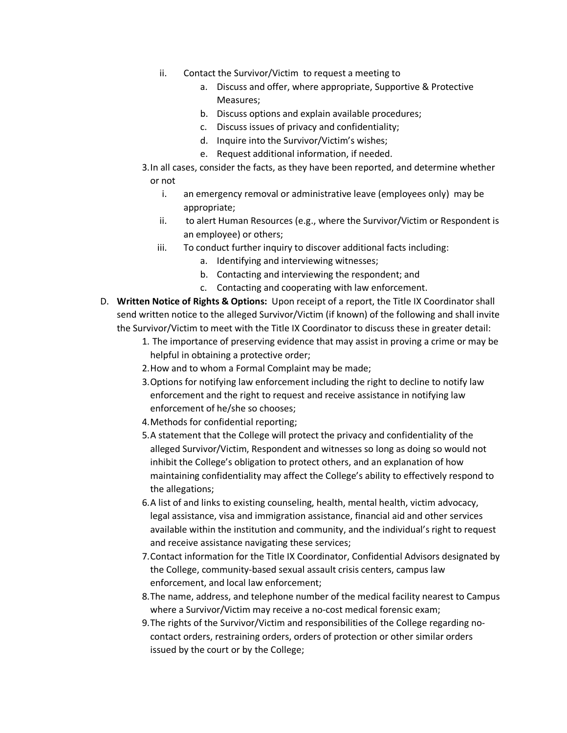ii. Contact the Survivor/Victim to request a meeting to
    a. Discuss and offer, where appropriate, Supportive & Protective Measures;
    b. Discuss options and explain available procedures;
    c. Discuss issues of privacy and confidentiality;
    d. Inquire into the Survivor/Victim's wishes;
    e. Request additional information, if needed.

3. In all cases, consider the facts, as they have been reported, and determine whether or not
    i. an emergency removal or administrative leave (employees only) may be appropriate;
    ii. to alert Human Resources (e.g., where the Survivor/Victim or Respondent is an employee) or others;
    iii. To conduct further inquiry to discover additional facts including:
        a. Identifying and interviewing witnesses;
        b. Contacting and interviewing the respondent; and
        c. Contacting and cooperating with law enforcement.

D. **Written Notice of Rights & Options:** Upon receipt of a report, the Title IX Coordinator shall send written notice to the alleged Survivor/Victim (if known) of the following and shall invite the Survivor/Victim to meet with the Title IX Coordinator to discuss these in greater detail:

1. The importance of preserving evidence that may assist in proving a crime or may be helpful in obtaining a protective order;
2. How and to whom a Formal Complaint may be made;
3. Options for notifying law enforcement including the right to decline to notify law enforcement and the right to request and receive assistance in notifying law enforcement of he/she so chooses;
4. Methods for confidential reporting;
5. A statement that the College will protect the privacy and confidentiality of the alleged Survivor/Victim, Respondent and witnesses so long as doing so would not inhibit the College's obligation to protect others, and an explanation of how maintaining confidentiality may affect the College's ability to effectively respond to the allegations;
6. A list of and links to existing counseling, health, mental health, victim advocacy, legal assistance, visa and immigration assistance, financial aid and other services available within the institution and community, and the individual's right to request and receive assistance navigating these services;
7. Contact information for the Title IX Coordinator, Confidential Advisors designated by the College, community-based sexual assault crisis centers, campus law enforcement, and local law enforcement;
8. The name, address, and telephone number of the medical facility nearest to Campus where a Survivor/Victim may receive a no-cost medical forensic exam;
9. The rights of the Survivor/Victim and responsibilities of the College regarding no-contact orders, restraining orders, orders of protection or other similar orders issued by the court or by the College;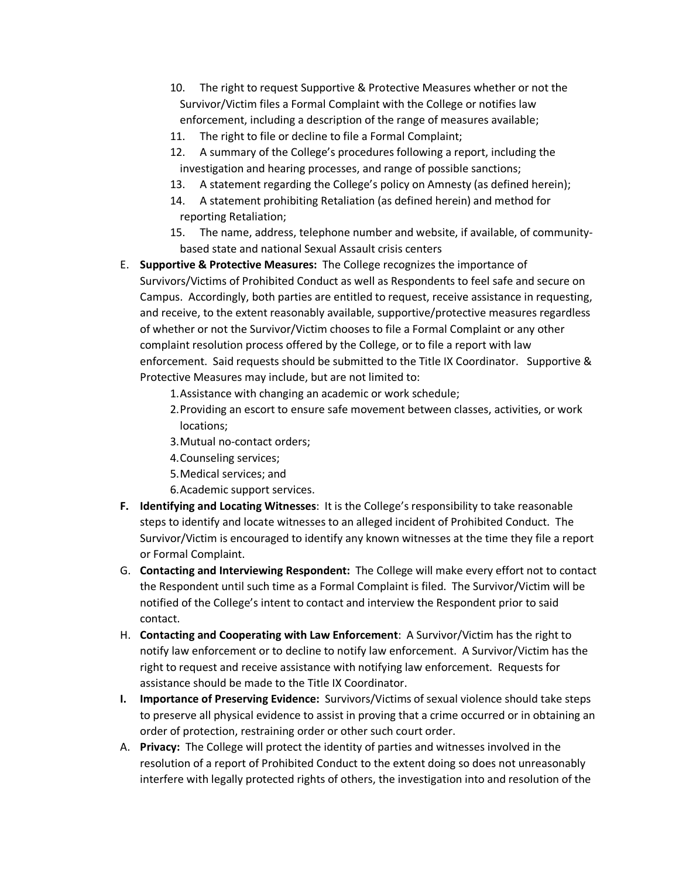10. The right to request Supportive & Protective Measures whether or not the Survivor/Victim files a Formal Complaint with the College or notifies law enforcement, including a description of the range of measures available;
11. The right to file or decline to file a Formal Complaint;
12. A summary of the College's procedures following a report, including the investigation and hearing processes, and range of possible sanctions;
13. A statement regarding the College's policy on Amnesty (as defined herein);
14. A statement prohibiting Retaliation (as defined herein) and method for reporting Retaliation;
15. The name, address, telephone number and website, if available, of community-based state and national Sexual Assault crisis centers

E. **Supportive & Protective Measures:** The College recognizes the importance of Survivors/Victims of Prohibited Conduct as well as Respondents to feel safe and secure on Campus. Accordingly, both parties are entitled to request, receive assistance in requesting, and receive, to the extent reasonably available, supportive/protective measures regardless of whether or not the Survivor/Victim chooses to file a Formal Complaint or any other complaint resolution process offered by the College, or to file a report with law enforcement. Said requests should be submitted to the Title IX Coordinator. Supportive & Protective Measures may include, but are not limited to:
   1. Assistance with changing an academic or work schedule;
   2. Providing an escort to ensure safe movement between classes, activities, or work locations;
   3. Mutual no-contact orders;
   4. Counseling services;
   5. Medical services; and
   6. Academic support services.

**F. Identifying and Locating Witnesses**: It is the College's responsibility to take reasonable steps to identify and locate witnesses to an alleged incident of Prohibited Conduct. The Survivor/Victim is encouraged to identify any known witnesses at the time they file a report or Formal Complaint.

G. **Contacting and Interviewing Respondent:** The College will make every effort not to contact the Respondent until such time as a Formal Complaint is filed. The Survivor/Victim will be notified of the College's intent to contact and interview the Respondent prior to said contact.

H. **Contacting and Cooperating with Law Enforcement**: A Survivor/Victim has the right to notify law enforcement or to decline to notify law enforcement. A Survivor/Victim has the right to request and receive assistance with notifying law enforcement. Requests for assistance should be made to the Title IX Coordinator.

**I. Importance of Preserving Evidence:** Survivors/Victims of sexual violence should take steps to preserve all physical evidence to assist in proving that a crime occurred or in obtaining an order of protection, restraining order or other such court order.

A. **Privacy:** The College will protect the identity of parties and witnesses involved in the resolution of a report of Prohibited Conduct to the extent doing so does not unreasonably interfere with legally protected rights of others, the investigation into and resolution of the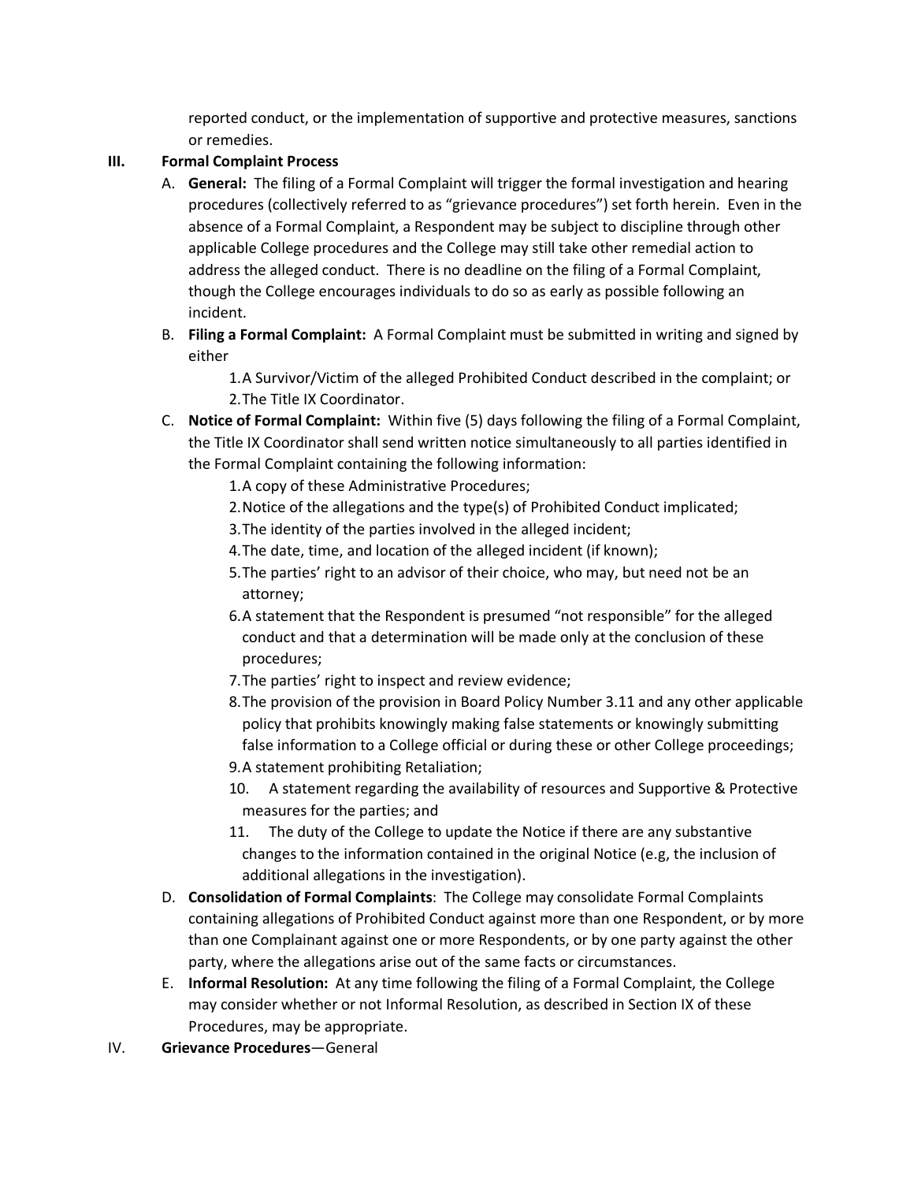reported conduct, or the implementation of supportive and protective measures, sanctions or remedies.

### III. Formal Complaint Process

A. **General:** The filing of a Formal Complaint will trigger the formal investigation and hearing procedures (collectively referred to as "grievance procedures") set forth herein. Even in the absence of a Formal Complaint, a Respondent may be subject to discipline through other applicable College procedures and the College may still take other remedial action to address the alleged conduct. There is no deadline on the filing of a Formal Complaint, though the College encourages individuals to do so as early as possible following an incident.

B. **Filing a Formal Complaint:** A Formal Complaint must be submitted in writing and signed by either

1. A Survivor/Victim of the alleged Prohibited Conduct described in the complaint; or
2. The Title IX Coordinator.

C. **Notice of Formal Complaint:** Within five (5) days following the filing of a Formal Complaint, the Title IX Coordinator shall send written notice simultaneously to all parties identified in the Formal Complaint containing the following information:

1. A copy of these Administrative Procedures;
2. Notice of the allegations and the type(s) of Prohibited Conduct implicated;
3. The identity of the parties involved in the alleged incident;
4. The date, time, and location of the alleged incident (if known);
5. The parties' right to an advisor of their choice, who may, but need not be an attorney;
6. A statement that the Respondent is presumed "not responsible" for the alleged conduct and that a determination will be made only at the conclusion of these procedures;
7. The parties' right to inspect and review evidence;
8. The provision of the provision in Board Policy Number 3.11 and any other applicable policy that prohibits knowingly making false statements or knowingly submitting false information to a College official or during these or other College proceedings;
9. A statement prohibiting Retaliation;
10. A statement regarding the availability of resources and Supportive & Protective measures for the parties; and
11. The duty of the College to update the Notice if there are any substantive changes to the information contained in the original Notice (e.g, the inclusion of additional allegations in the investigation).

D. **Consolidation of Formal Complaints**: The College may consolidate Formal Complaints containing allegations of Prohibited Conduct against more than one Respondent, or by more than one Complainant against one or more Respondents, or by one party against the other party, where the allegations arise out of the same facts or circumstances.

E. **Informal Resolution:** At any time following the filing of a Formal Complaint, the College may consider whether or not Informal Resolution, as described in Section IX of these Procedures, may be appropriate.

### IV. Grievance Procedures—General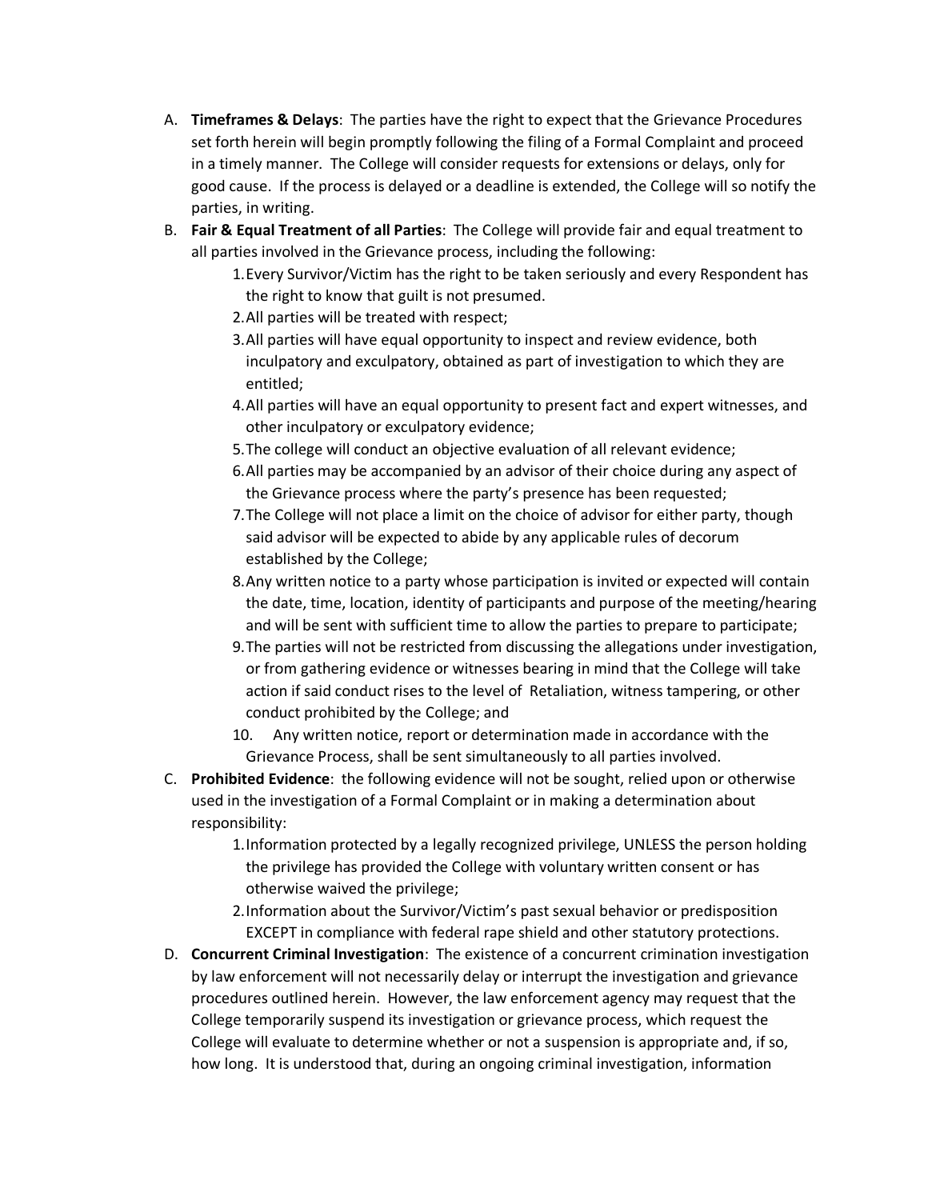A. **Timeframes & Delays**: The parties have the right to expect that the Grievance Procedures set forth herein will begin promptly following the filing of a Formal Complaint and proceed in a timely manner. The College will consider requests for extensions or delays, only for good cause. If the process is delayed or a deadline is extended, the College will so notify the parties, in writing.

B. **Fair & Equal Treatment of all Parties**: The College will provide fair and equal treatment to all parties involved in the Grievance process, including the following:

   1. Every Survivor/Victim has the right to be taken seriously and every Respondent has the right to know that guilt is not presumed.
   2. All parties will be treated with respect;
   3. All parties will have equal opportunity to inspect and review evidence, both inculpatory and exculpatory, obtained as part of investigation to which they are entitled;
   4. All parties will have an equal opportunity to present fact and expert witnesses, and other inculpatory or exculpatory evidence;
   5. The college will conduct an objective evaluation of all relevant evidence;
   6. All parties may be accompanied by an advisor of their choice during any aspect of the Grievance process where the party's presence has been requested;
   7. The College will not place a limit on the choice of advisor for either party, though said advisor will be expected to abide by any applicable rules of decorum established by the College;
   8. Any written notice to a party whose participation is invited or expected will contain the date, time, location, identity of participants and purpose of the meeting/hearing and will be sent with sufficient time to allow the parties to prepare to participate;
   9. The parties will not be restricted from discussing the allegations under investigation, or from gathering evidence or witnesses bearing in mind that the College will take action if said conduct rises to the level of Retaliation, witness tampering, or other conduct prohibited by the College; and
   10. Any written notice, report or determination made in accordance with the Grievance Process, shall be sent simultaneously to all parties involved.

C. **Prohibited Evidence**: the following evidence will not be sought, relied upon or otherwise used in the investigation of a Formal Complaint or in making a determination about responsibility:

   1. Information protected by a legally recognized privilege, UNLESS the person holding the privilege has provided the College with voluntary written consent or has otherwise waived the privilege;
   2. Information about the Survivor/Victim's past sexual behavior or predisposition EXCEPT in compliance with federal rape shield and other statutory protections.

D. **Concurrent Criminal Investigation**: The existence of a concurrent crimination investigation by law enforcement will not necessarily delay or interrupt the investigation and grievance procedures outlined herein. However, the law enforcement agency may request that the College temporarily suspend its investigation or grievance process, which request the College will evaluate to determine whether or not a suspension is appropriate and, if so, how long. It is understood that, during an ongoing criminal investigation, information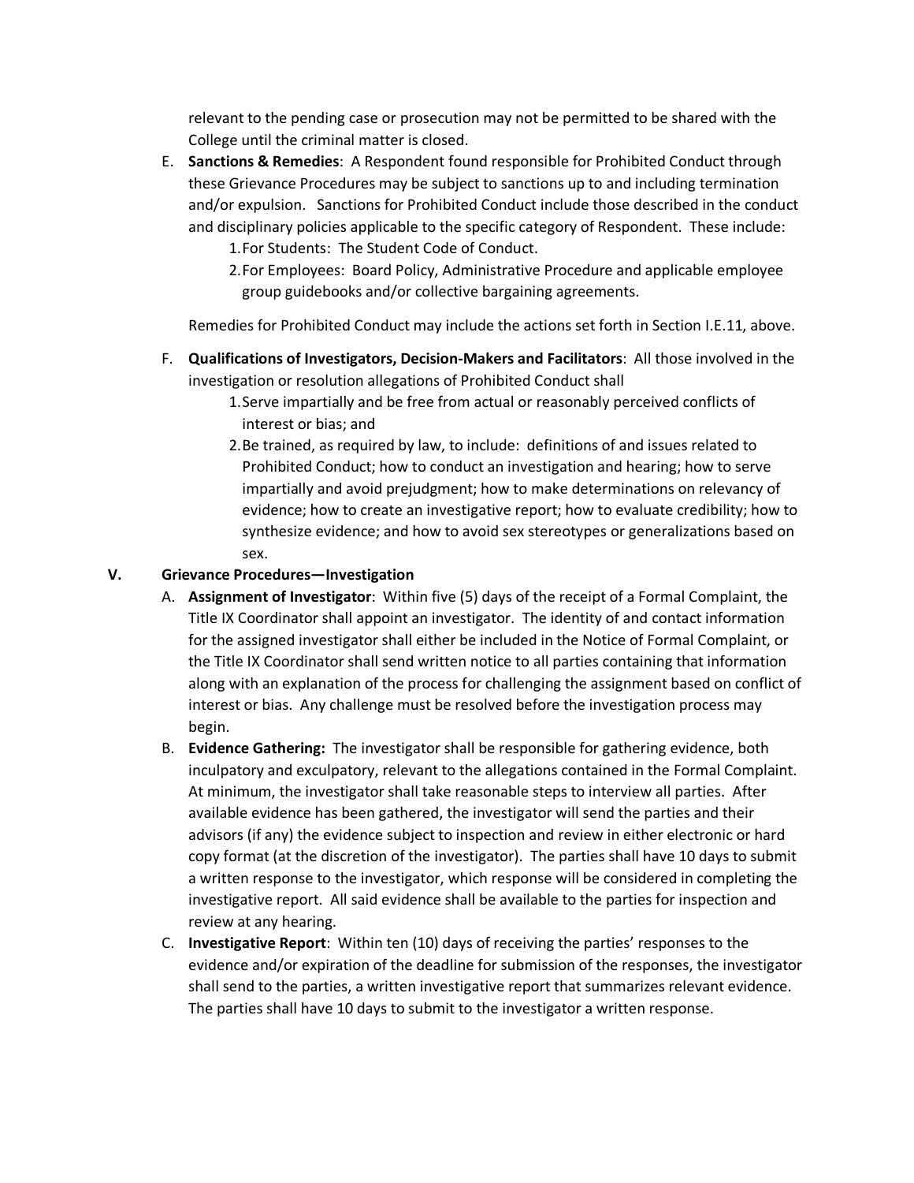relevant to the pending case or prosecution may not be permitted to be shared with the College until the criminal matter is closed.

E. **Sanctions & Remedies**: A Respondent found responsible for Prohibited Conduct through these Grievance Procedures may be subject to sanctions up to and including termination and/or expulsion. Sanctions for Prohibited Conduct include those described in the conduct and disciplinary policies applicable to the specific category of Respondent. These include:
   1. For Students: The Student Code of Conduct.
   2. For Employees: Board Policy, Administrative Procedure and applicable employee group guidebooks and/or collective bargaining agreements.

   Remedies for Prohibited Conduct may include the actions set forth in Section I.E.11, above.

F. **Qualifications of Investigators, Decision-Makers and Facilitators**: All those involved in the investigation or resolution allegations of Prohibited Conduct shall
   1. Serve impartially and be free from actual or reasonably perceived conflicts of interest or bias; and
   2. Be trained, as required by law, to include: definitions of and issues related to Prohibited Conduct; how to conduct an investigation and hearing; how to serve impartially and avoid prejudgment; how to make determinations on relevancy of evidence; how to create an investigative report; how to evaluate credibility; how to synthesize evidence; and how to avoid sex stereotypes or generalizations based on sex.

## V. Grievance Procedures—Investigation

A. **Assignment of Investigator**: Within five (5) days of the receipt of a Formal Complaint, the Title IX Coordinator shall appoint an investigator. The identity of and contact information for the assigned investigator shall either be included in the Notice of Formal Complaint, or the Title IX Coordinator shall send written notice to all parties containing that information along with an explanation of the process for challenging the assignment based on conflict of interest or bias. Any challenge must be resolved before the investigation process may begin.

B. **Evidence Gathering:** The investigator shall be responsible for gathering evidence, both inculpatory and exculpatory, relevant to the allegations contained in the Formal Complaint. At minimum, the investigator shall take reasonable steps to interview all parties. After available evidence has been gathered, the investigator will send the parties and their advisors (if any) the evidence subject to inspection and review in either electronic or hard copy format (at the discretion of the investigator). The parties shall have 10 days to submit a written response to the investigator, which response will be considered in completing the investigative report. All said evidence shall be available to the parties for inspection and review at any hearing.

C. **Investigative Report**: Within ten (10) days of receiving the parties' responses to the evidence and/or expiration of the deadline for submission of the responses, the investigator shall send to the parties, a written investigative report that summarizes relevant evidence. The parties shall have 10 days to submit to the investigator a written response.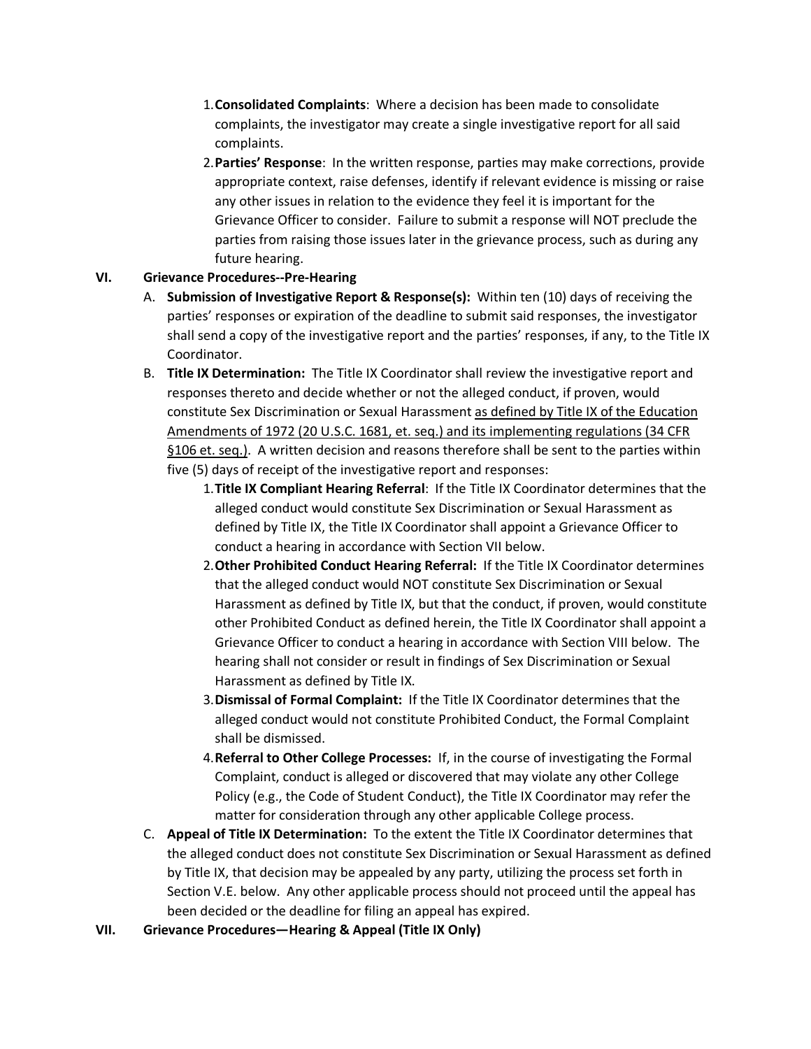1. **Consolidated Complaints**: Where a decision has been made to consolidate complaints, the investigator may create a single investigative report for all said complaints.
2. **Parties' Response**: In the written response, parties may make corrections, provide appropriate context, raise defenses, identify if relevant evidence is missing or raise any other issues in relation to the evidence they feel it is important for the Grievance Officer to consider. Failure to submit a response will NOT preclude the parties from raising those issues later in the grievance process, such as during any future hearing.

## VI. Grievance Procedures--Pre-Hearing

A. **Submission of Investigative Report & Response(s):** Within ten (10) days of receiving the parties' responses or expiration of the deadline to submit said responses, the investigator shall send a copy of the investigative report and the parties' responses, if any, to the Title IX Coordinator.

B. **Title IX Determination:** The Title IX Coordinator shall review the investigative report and responses thereto and decide whether or not the alleged conduct, if proven, would constitute Sex Discrimination or Sexual Harassment <u>as defined by Title IX of the Education Amendments of 1972 (20 U.S.C. 1681, et. seq.) and its implementing regulations (34 CFR §106 et. seq.)</u>. A written decision and reasons therefore shall be sent to the parties within five (5) days of receipt of the investigative report and responses:

1. **Title IX Compliant Hearing Referral**: If the Title IX Coordinator determines that the alleged conduct would constitute Sex Discrimination or Sexual Harassment as defined by Title IX, the Title IX Coordinator shall appoint a Grievance Officer to conduct a hearing in accordance with Section VII below.
2. **Other Prohibited Conduct Hearing Referral:** If the Title IX Coordinator determines that the alleged conduct would NOT constitute Sex Discrimination or Sexual Harassment as defined by Title IX, but that the conduct, if proven, would constitute other Prohibited Conduct as defined herein, the Title IX Coordinator shall appoint a Grievance Officer to conduct a hearing in accordance with Section VIII below. The hearing shall not consider or result in findings of Sex Discrimination or Sexual Harassment as defined by Title IX.
3. **Dismissal of Formal Complaint:** If the Title IX Coordinator determines that the alleged conduct would not constitute Prohibited Conduct, the Formal Complaint shall be dismissed.
4. **Referral to Other College Processes:** If, in the course of investigating the Formal Complaint, conduct is alleged or discovered that may violate any other College Policy (e.g., the Code of Student Conduct), the Title IX Coordinator may refer the matter for consideration through any other applicable College process.

C. **Appeal of Title IX Determination:** To the extent the Title IX Coordinator determines that the alleged conduct does not constitute Sex Discrimination or Sexual Harassment as defined by Title IX, that decision may be appealed by any party, utilizing the process set forth in Section V.E. below. Any other applicable process should not proceed until the appeal has been decided or the deadline for filing an appeal has expired.

## VII. Grievance Procedures—Hearing & Appeal (Title IX Only)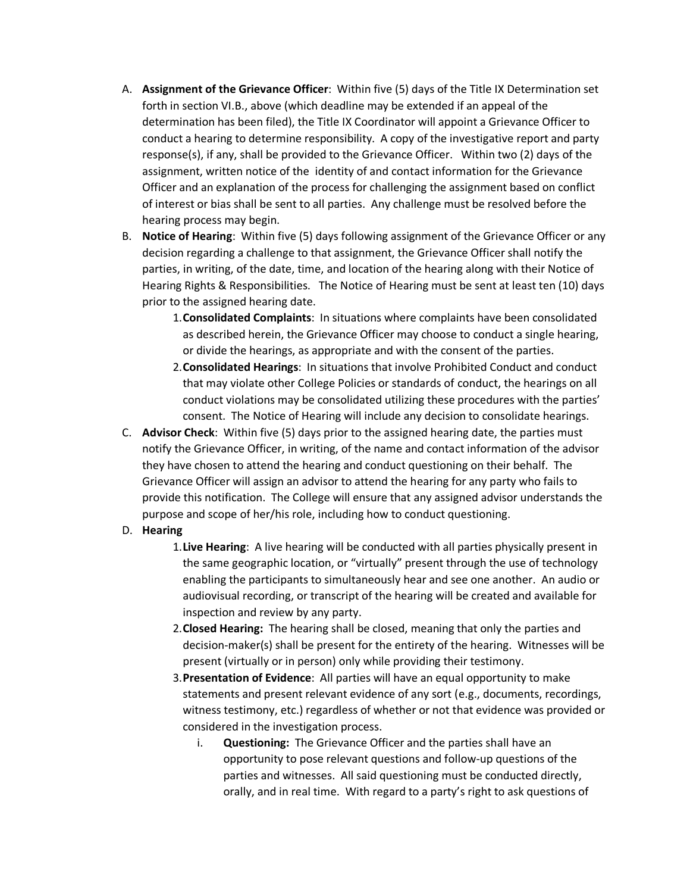A. **Assignment of the Grievance Officer**: Within five (5) days of the Title IX Determination set forth in section VI.B., above (which deadline may be extended if an appeal of the determination has been filed), the Title IX Coordinator will appoint a Grievance Officer to conduct a hearing to determine responsibility. A copy of the investigative report and party response(s), if any, shall be provided to the Grievance Officer. Within two (2) days of the assignment, written notice of the identity of and contact information for the Grievance Officer and an explanation of the process for challenging the assignment based on conflict of interest or bias shall be sent to all parties. Any challenge must be resolved before the hearing process may begin.

B. **Notice of Hearing**: Within five (5) days following assignment of the Grievance Officer or any decision regarding a challenge to that assignment, the Grievance Officer shall notify the parties, in writing, of the date, time, and location of the hearing along with their Notice of Hearing Rights & Responsibilities. The Notice of Hearing must be sent at least ten (10) days prior to the assigned hearing date.

    1. **Consolidated Complaints**: In situations where complaints have been consolidated as described herein, the Grievance Officer may choose to conduct a single hearing, or divide the hearings, as appropriate and with the consent of the parties.
    2. **Consolidated Hearings**: In situations that involve Prohibited Conduct and conduct that may violate other College Policies or standards of conduct, the hearings on all conduct violations may be consolidated utilizing these procedures with the parties' consent. The Notice of Hearing will include any decision to consolidate hearings.

C. **Advisor Check**: Within five (5) days prior to the assigned hearing date, the parties must notify the Grievance Officer, in writing, of the name and contact information of the advisor they have chosen to attend the hearing and conduct questioning on their behalf. The Grievance Officer will assign an advisor to attend the hearing for any party who fails to provide this notification. The College will ensure that any assigned advisor understands the purpose and scope of her/his role, including how to conduct questioning.

D. **Hearing**

    1. **Live Hearing**: A live hearing will be conducted with all parties physically present in the same geographic location, or "virtually" present through the use of technology enabling the participants to simultaneously hear and see one another. An audio or audiovisual recording, or transcript of the hearing will be created and available for inspection and review by any party.
    2. **Closed Hearing:** The hearing shall be closed, meaning that only the parties and decision-maker(s) shall be present for the entirety of the hearing. Witnesses will be present (virtually or in person) only while providing their testimony.
    3. **Presentation of Evidence**: All parties will have an equal opportunity to make statements and present relevant evidence of any sort (e.g., documents, recordings, witness testimony, etc.) regardless of whether or not that evidence was provided or considered in the investigation process.

        i. **Questioning:** The Grievance Officer and the parties shall have an opportunity to pose relevant questions and follow-up questions of the parties and witnesses. All said questioning must be conducted directly, orally, and in real time. With regard to a party's right to ask questions of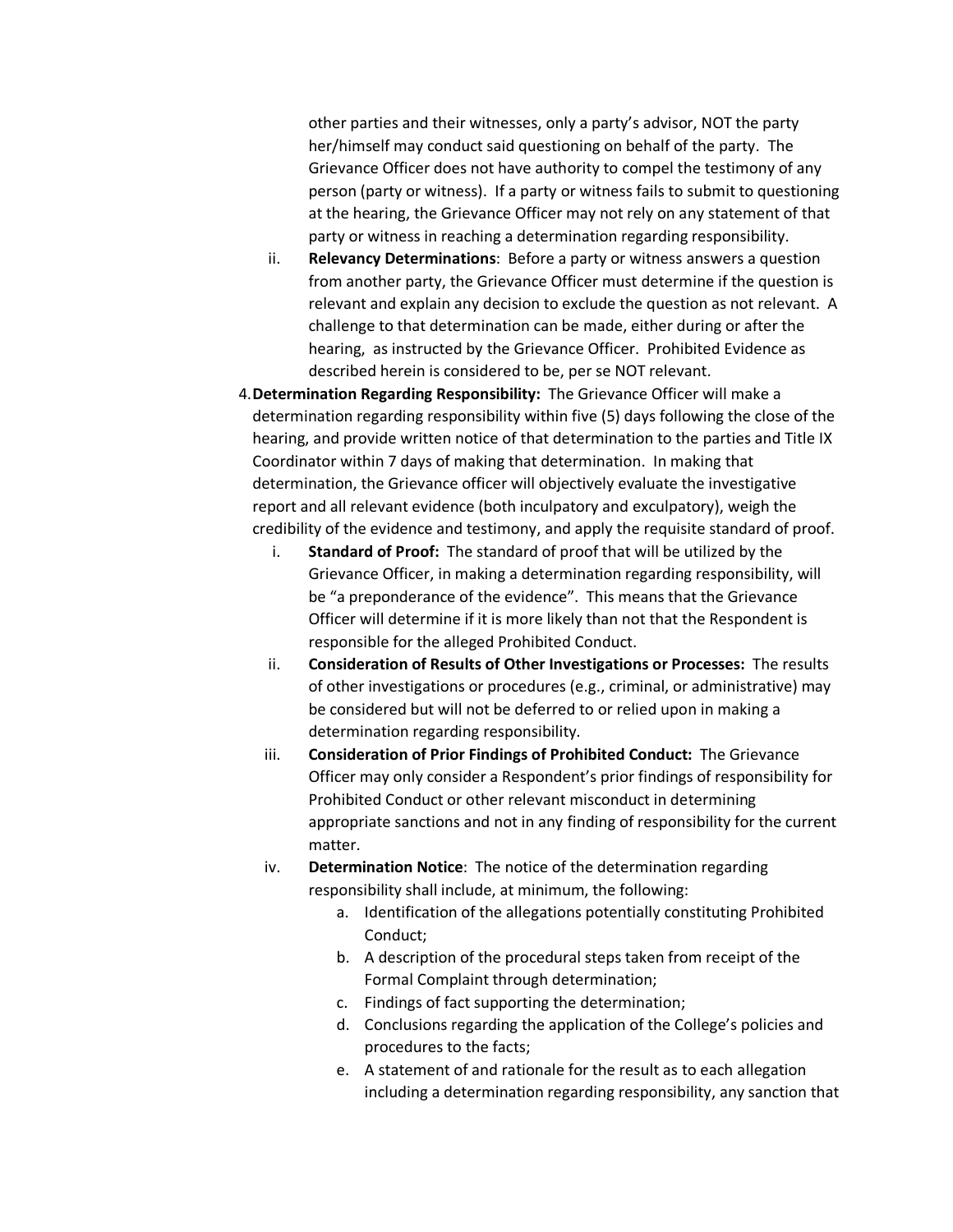other parties and their witnesses, only a party's advisor, NOT the party her/himself may conduct said questioning on behalf of the party. The Grievance Officer does not have authority to compel the testimony of any person (party or witness). If a party or witness fails to submit to questioning at the hearing, the Grievance Officer may not rely on any statement of that party or witness in reaching a determination regarding responsibility.

ii. **Relevancy Determinations**: Before a party or witness answers a question from another party, the Grievance Officer must determine if the question is relevant and explain any decision to exclude the question as not relevant. A challenge to that determination can be made, either during or after the hearing, as instructed by the Grievance Officer. Prohibited Evidence as described herein is considered to be, per se NOT relevant.

4. **Determination Regarding Responsibility:** The Grievance Officer will make a determination regarding responsibility within five (5) days following the close of the hearing, and provide written notice of that determination to the parties and Title IX Coordinator within 7 days of making that determination. In making that determination, the Grievance officer will objectively evaluate the investigative report and all relevant evidence (both inculpatory and exculpatory), weigh the credibility of the evidence and testimony, and apply the requisite standard of proof.

   i. **Standard of Proof:** The standard of proof that will be utilized by the Grievance Officer, in making a determination regarding responsibility, will be "a preponderance of the evidence". This means that the Grievance Officer will determine if it is more likely than not that the Respondent is responsible for the alleged Prohibited Conduct.

   ii. **Consideration of Results of Other Investigations or Processes:** The results of other investigations or procedures (e.g., criminal, or administrative) may be considered but will not be deferred to or relied upon in making a determination regarding responsibility.

   iii. **Consideration of Prior Findings of Prohibited Conduct:** The Grievance Officer may only consider a Respondent's prior findings of responsibility for Prohibited Conduct or other relevant misconduct in determining appropriate sanctions and not in any finding of responsibility for the current matter.

   iv. **Determination Notice**: The notice of the determination regarding responsibility shall include, at minimum, the following:

      a. Identification of the allegations potentially constituting Prohibited Conduct;
      b. A description of the procedural steps taken from receipt of the Formal Complaint through determination;
      c. Findings of fact supporting the determination;
      d. Conclusions regarding the application of the College's policies and procedures to the facts;
      e. A statement of and rationale for the result as to each allegation including a determination regarding responsibility, any sanction that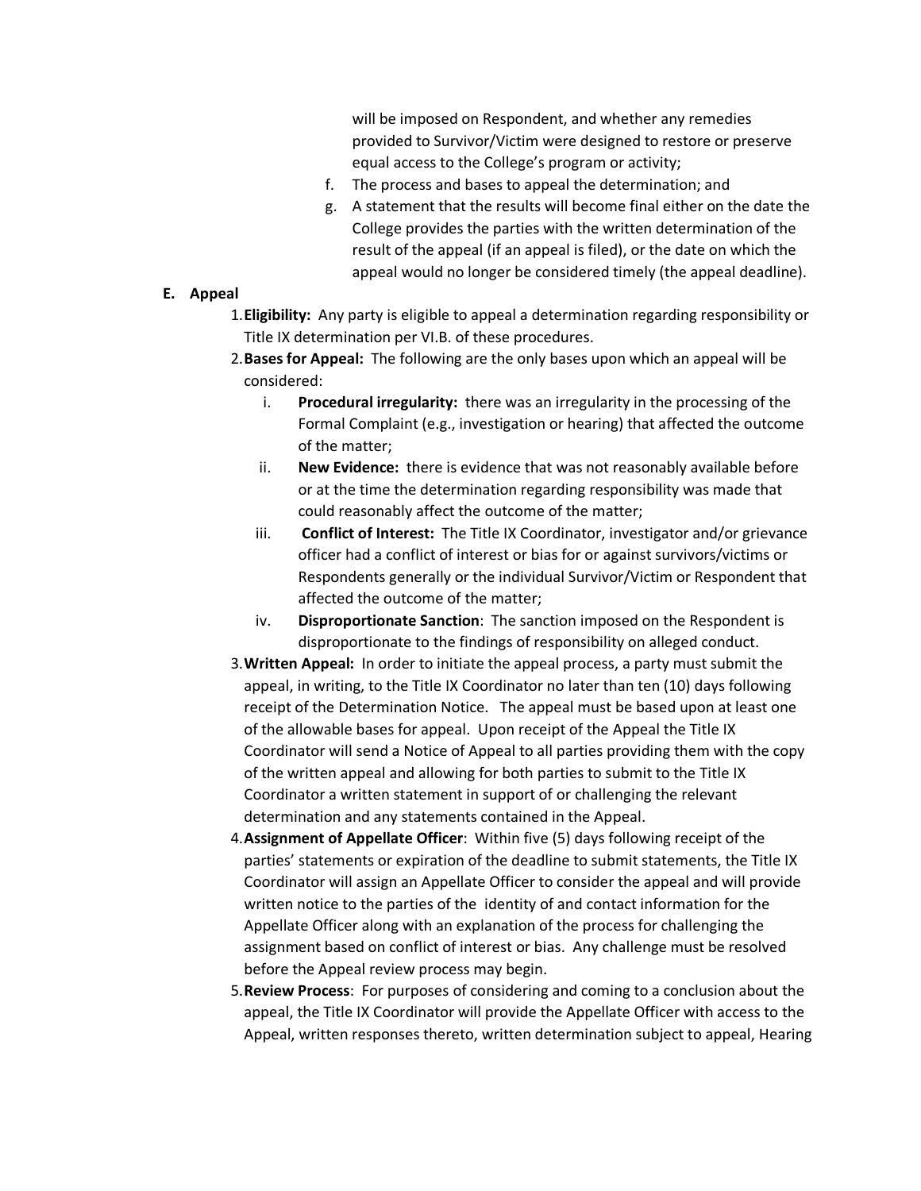will be imposed on Respondent, and whether any remedies provided to Survivor/Victim were designed to restore or preserve equal access to the College's program or activity;

f. The process and bases to appeal the determination; and

g. A statement that the results will become final either on the date the College provides the parties with the written determination of the result of the appeal (if an appeal is filed), or the date on which the appeal would no longer be considered timely (the appeal deadline).

**E. Appeal**

1. **Eligibility:** Any party is eligible to appeal a determination regarding responsibility or Title IX determination per VI.B. of these procedures.
2. **Bases for Appeal:** The following are the only bases upon which an appeal will be considered:
   i. **Procedural irregularity:** there was an irregularity in the processing of the Formal Complaint (e.g., investigation or hearing) that affected the outcome of the matter;
   ii. **New Evidence:** there is evidence that was not reasonably available before or at the time the determination regarding responsibility was made that could reasonably affect the outcome of the matter;
   iii. **Conflict of Interest:** The Title IX Coordinator, investigator and/or grievance officer had a conflict of interest or bias for or against survivors/victims or Respondents generally or the individual Survivor/Victim or Respondent that affected the outcome of the matter;
   iv. **Disproportionate Sanction**: The sanction imposed on the Respondent is disproportionate to the findings of responsibility on alleged conduct.
3. **Written Appeal:** In order to initiate the appeal process, a party must submit the appeal, in writing, to the Title IX Coordinator no later than ten (10) days following receipt of the Determination Notice. The appeal must be based upon at least one of the allowable bases for appeal. Upon receipt of the Appeal the Title IX Coordinator will send a Notice of Appeal to all parties providing them with the copy of the written appeal and allowing for both parties to submit to the Title IX Coordinator a written statement in support of or challenging the relevant determination and any statements contained in the Appeal.
4. **Assignment of Appellate Officer**: Within five (5) days following receipt of the parties' statements or expiration of the deadline to submit statements, the Title IX Coordinator will assign an Appellate Officer to consider the appeal and will provide written notice to the parties of the identity of and contact information for the Appellate Officer along with an explanation of the process for challenging the assignment based on conflict of interest or bias. Any challenge must be resolved before the Appeal review process may begin.
5. **Review Process**: For purposes of considering and coming to a conclusion about the appeal, the Title IX Coordinator will provide the Appellate Officer with access to the Appeal, written responses thereto, written determination subject to appeal, Hearing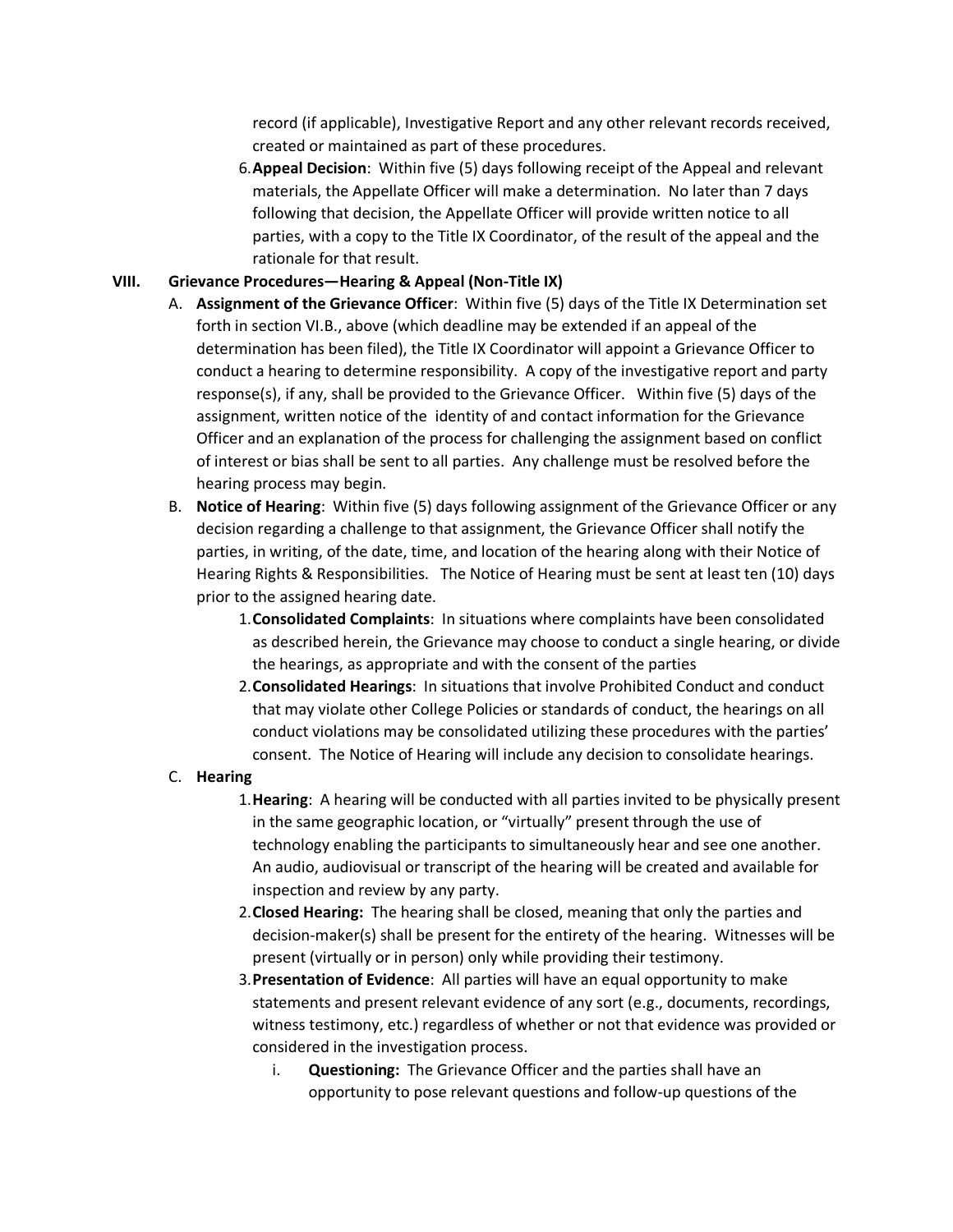record (if applicable), Investigative Report and any other relevant records received, created or maintained as part of these procedures.

6. **Appeal Decision**: Within five (5) days following receipt of the Appeal and relevant materials, the Appellate Officer will make a determination. No later than 7 days following that decision, the Appellate Officer will provide written notice to all parties, with a copy to the Title IX Coordinator, of the result of the appeal and the rationale for that result.

## VIII. Grievance Procedures—Hearing & Appeal (Non-Title IX)

A. **Assignment of the Grievance Officer**: Within five (5) days of the Title IX Determination set forth in section VI.B., above (which deadline may be extended if an appeal of the determination has been filed), the Title IX Coordinator will appoint a Grievance Officer to conduct a hearing to determine responsibility. A copy of the investigative report and party response(s), if any, shall be provided to the Grievance Officer. Within five (5) days of the assignment, written notice of the identity of and contact information for the Grievance Officer and an explanation of the process for challenging the assignment based on conflict of interest or bias shall be sent to all parties. Any challenge must be resolved before the hearing process may begin.

B. **Notice of Hearing**: Within five (5) days following assignment of the Grievance Officer or any decision regarding a challenge to that assignment, the Grievance Officer shall notify the parties, in writing, of the date, time, and location of the hearing along with their Notice of Hearing Rights & Responsibilities. The Notice of Hearing must be sent at least ten (10) days prior to the assigned hearing date.

1. **Consolidated Complaints**: In situations where complaints have been consolidated as described herein, the Grievance may choose to conduct a single hearing, or divide the hearings, as appropriate and with the consent of the parties
2. **Consolidated Hearings**: In situations that involve Prohibited Conduct and conduct that may violate other College Policies or standards of conduct, the hearings on all conduct violations may be consolidated utilizing these procedures with the parties' consent. The Notice of Hearing will include any decision to consolidate hearings.

C. **Hearing**

1. **Hearing**: A hearing will be conducted with all parties invited to be physically present in the same geographic location, or "virtually" present through the use of technology enabling the participants to simultaneously hear and see one another. An audio, audiovisual or transcript of the hearing will be created and available for inspection and review by any party.
2. **Closed Hearing:** The hearing shall be closed, meaning that only the parties and decision-maker(s) shall be present for the entirety of the hearing. Witnesses will be present (virtually or in person) only while providing their testimony.
3. **Presentation of Evidence**: All parties will have an equal opportunity to make statements and present relevant evidence of any sort (e.g., documents, recordings, witness testimony, etc.) regardless of whether or not that evidence was provided or considered in the investigation process.

   i. **Questioning:** The Grievance Officer and the parties shall have an opportunity to pose relevant questions and follow-up questions of the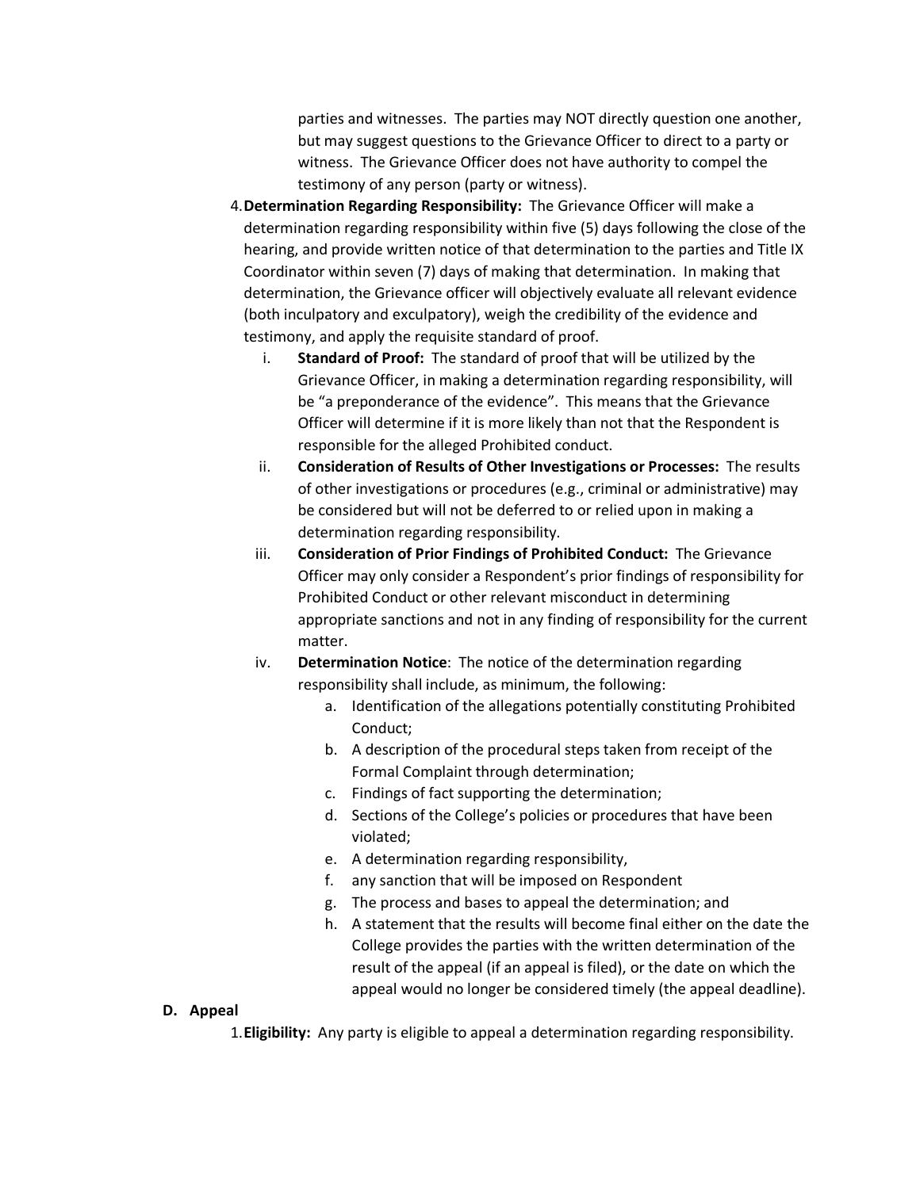parties and witnesses. The parties may NOT directly question one another, but may suggest questions to the Grievance Officer to direct to a party or witness. The Grievance Officer does not have authority to compel the testimony of any person (party or witness).

4. **Determination Regarding Responsibility:** The Grievance Officer will make a determination regarding responsibility within five (5) days following the close of the hearing, and provide written notice of that determination to the parties and Title IX Coordinator within seven (7) days of making that determination. In making that determination, the Grievance officer will objectively evaluate all relevant evidence (both inculpatory and exculpatory), weigh the credibility of the evidence and testimony, and apply the requisite standard of proof.
   i. **Standard of Proof:** The standard of proof that will be utilized by the Grievance Officer, in making a determination regarding responsibility, will be "a preponderance of the evidence". This means that the Grievance Officer will determine if it is more likely than not that the Respondent is responsible for the alleged Prohibited conduct.
   ii. **Consideration of Results of Other Investigations or Processes:** The results of other investigations or procedures (e.g., criminal or administrative) may be considered but will not be deferred to or relied upon in making a determination regarding responsibility.
   iii. **Consideration of Prior Findings of Prohibited Conduct:** The Grievance Officer may only consider a Respondent's prior findings of responsibility for Prohibited Conduct or other relevant misconduct in determining appropriate sanctions and not in any finding of responsibility for the current matter.
   iv. **Determination Notice**: The notice of the determination regarding responsibility shall include, as minimum, the following:
      a. Identification of the allegations potentially constituting Prohibited Conduct;
      b. A description of the procedural steps taken from receipt of the Formal Complaint through determination;
      c. Findings of fact supporting the determination;
      d. Sections of the College's policies or procedures that have been violated;
      e. A determination regarding responsibility,
      f. any sanction that will be imposed on Respondent
      g. The process and bases to appeal the determination; and
      h. A statement that the results will become final either on the date the College provides the parties with the written determination of the result of the appeal (if an appeal is filed), or the date on which the appeal would no longer be considered timely (the appeal deadline).

**D. Appeal**

1. **Eligibility:** Any party is eligible to appeal a determination regarding responsibility.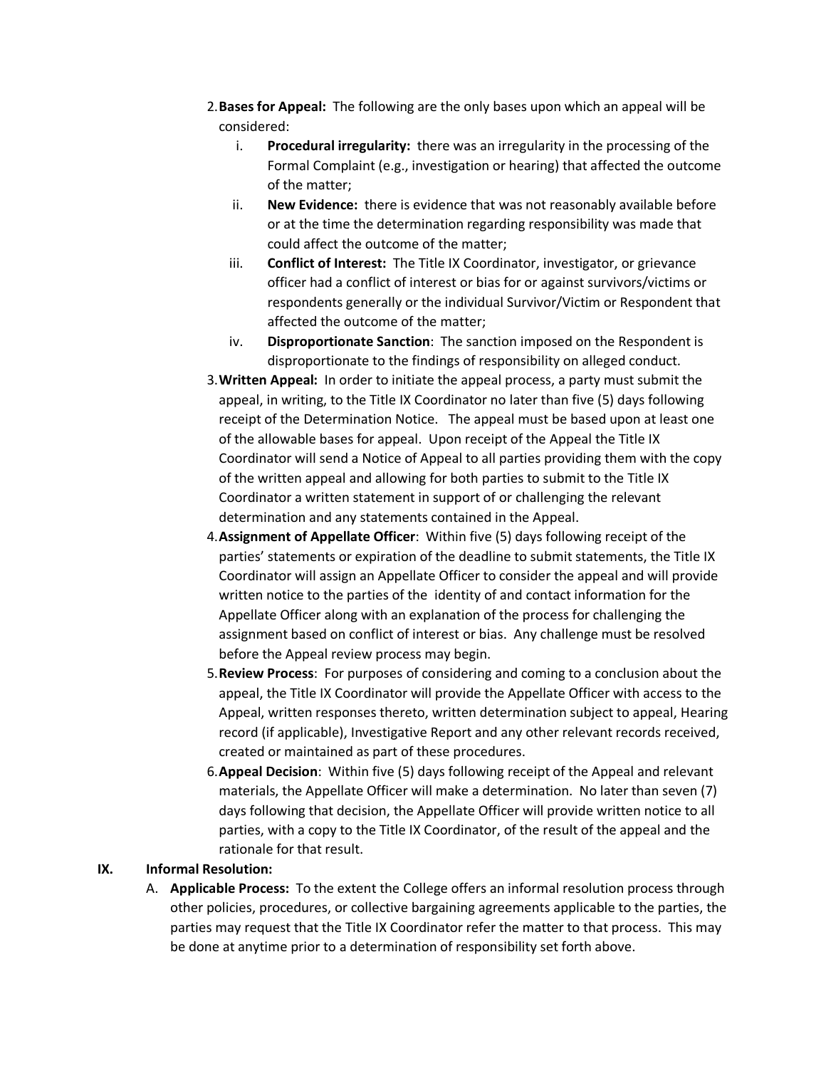2. **Bases for Appeal:** The following are the only bases upon which an appeal will be considered:
   i. **Procedural irregularity:** there was an irregularity in the processing of the Formal Complaint (e.g., investigation or hearing) that affected the outcome of the matter;
   ii. **New Evidence:** there is evidence that was not reasonably available before or at the time the determination regarding responsibility was made that could affect the outcome of the matter;
   iii. **Conflict of Interest:** The Title IX Coordinator, investigator, or grievance officer had a conflict of interest or bias for or against survivors/victims or respondents generally or the individual Survivor/Victim or Respondent that affected the outcome of the matter;
   iv. **Disproportionate Sanction**: The sanction imposed on the Respondent is disproportionate to the findings of responsibility on alleged conduct.
3. **Written Appeal:** In order to initiate the appeal process, a party must submit the appeal, in writing, to the Title IX Coordinator no later than five (5) days following receipt of the Determination Notice. The appeal must be based upon at least one of the allowable bases for appeal. Upon receipt of the Appeal the Title IX Coordinator will send a Notice of Appeal to all parties providing them with the copy of the written appeal and allowing for both parties to submit to the Title IX Coordinator a written statement in support of or challenging the relevant determination and any statements contained in the Appeal.
4. **Assignment of Appellate Officer**: Within five (5) days following receipt of the parties' statements or expiration of the deadline to submit statements, the Title IX Coordinator will assign an Appellate Officer to consider the appeal and will provide written notice to the parties of the identity of and contact information for the Appellate Officer along with an explanation of the process for challenging the assignment based on conflict of interest or bias. Any challenge must be resolved before the Appeal review process may begin.
5. **Review Process**: For purposes of considering and coming to a conclusion about the appeal, the Title IX Coordinator will provide the Appellate Officer with access to the Appeal, written responses thereto, written determination subject to appeal, Hearing record (if applicable), Investigative Report and any other relevant records received, created or maintained as part of these procedures.
6. **Appeal Decision**: Within five (5) days following receipt of the Appeal and relevant materials, the Appellate Officer will make a determination. No later than seven (7) days following that decision, the Appellate Officer will provide written notice to all parties, with a copy to the Title IX Coordinator, of the result of the appeal and the rationale for that result.

## IX. Informal Resolution:

A. **Applicable Process:** To the extent the College offers an informal resolution process through other policies, procedures, or collective bargaining agreements applicable to the parties, the parties may request that the Title IX Coordinator refer the matter to that process. This may be done at anytime prior to a determination of responsibility set forth above.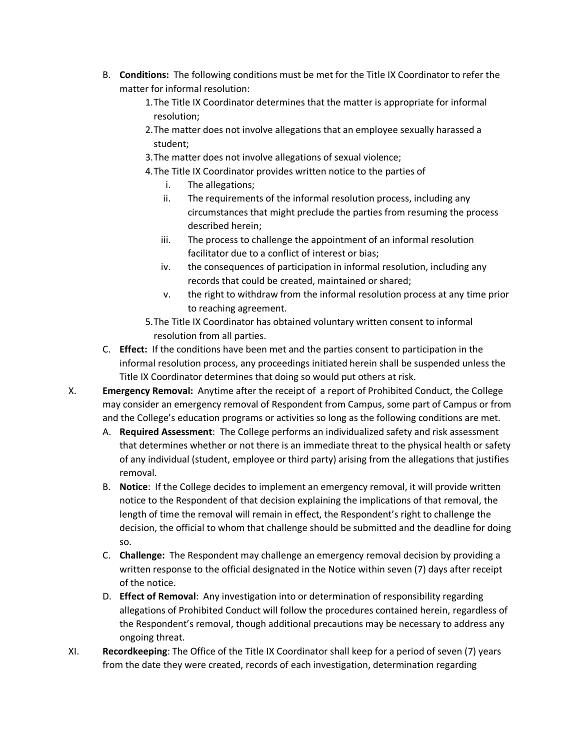B. **Conditions:** The following conditions must be met for the Title IX Coordinator to refer the matter for informal resolution:
   1. The Title IX Coordinator determines that the matter is appropriate for informal resolution;
   2. The matter does not involve allegations that an employee sexually harassed a student;
   3. The matter does not involve allegations of sexual violence;
   4. The Title IX Coordinator provides written notice to the parties of
      i. The allegations;
      ii. The requirements of the informal resolution process, including any circumstances that might preclude the parties from resuming the process described herein;
      iii. The process to challenge the appointment of an informal resolution facilitator due to a conflict of interest or bias;
      iv. the consequences of participation in informal resolution, including any records that could be created, maintained or shared;
      v. the right to withdraw from the informal resolution process at any time prior to reaching agreement.
   5. The Title IX Coordinator has obtained voluntary written consent to informal resolution from all parties.

C. **Effect:** If the conditions have been met and the parties consent to participation in the informal resolution process, any proceedings initiated herein shall be suspended unless the Title IX Coordinator determines that doing so would put others at risk.

X. **Emergency Removal:** Anytime after the receipt of a report of Prohibited Conduct, the College may consider an emergency removal of Respondent from Campus, some part of Campus or from and the College's education programs or activities so long as the following conditions are met.

A. **Required Assessment**: The College performs an individualized safety and risk assessment that determines whether or not there is an immediate threat to the physical health or safety of any individual (student, employee or third party) arising from the allegations that justifies removal.

B. **Notice**: If the College decides to implement an emergency removal, it will provide written notice to the Respondent of that decision explaining the implications of that removal, the length of time the removal will remain in effect, the Respondent's right to challenge the decision, the official to whom that challenge should be submitted and the deadline for doing so.

C. **Challenge:** The Respondent may challenge an emergency removal decision by providing a written response to the official designated in the Notice within seven (7) days after receipt of the notice.

D. **Effect of Removal**: Any investigation into or determination of responsibility regarding allegations of Prohibited Conduct will follow the procedures contained herein, regardless of the Respondent's removal, though additional precautions may be necessary to address any ongoing threat.

XI. **Recordkeeping**: The Office of the Title IX Coordinator shall keep for a period of seven (7) years from the date they were created, records of each investigation, determination regarding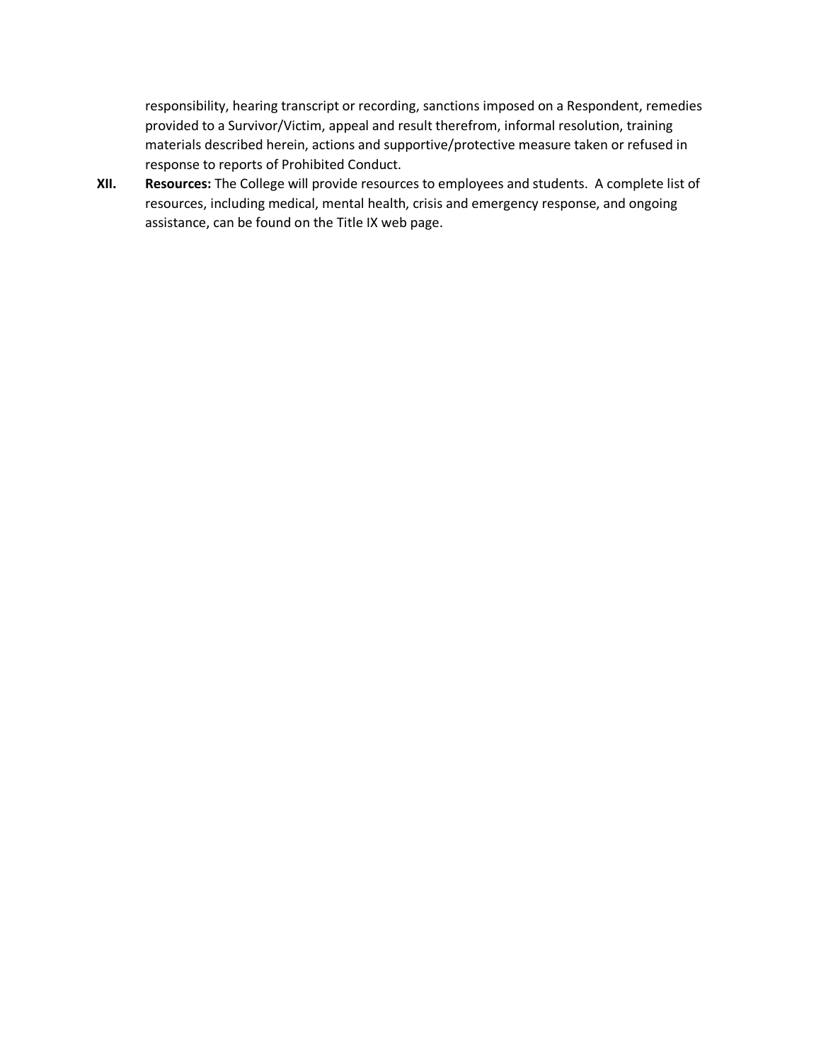responsibility, hearing transcript or recording, sanctions imposed on a Respondent, remedies provided to a Survivor/Victim, appeal and result therefrom, informal resolution, training materials described herein, actions and supportive/protective measure taken or refused in response to reports of Prohibited Conduct.

**XII.** **Resources:** The College will provide resources to employees and students. A complete list of resources, including medical, mental health, crisis and emergency response, and ongoing assistance, can be found on the Title IX web page.